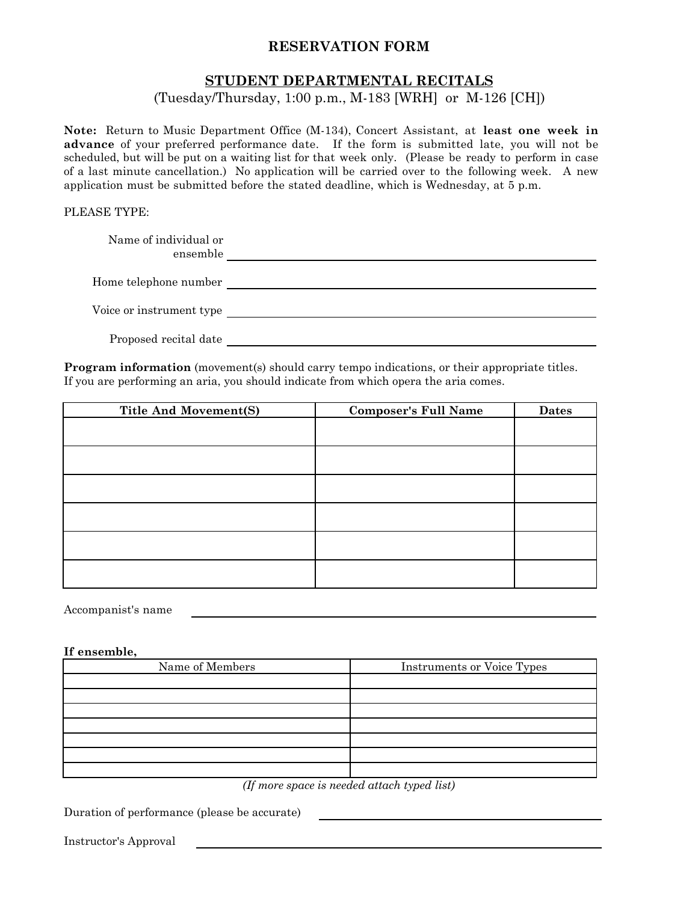# RESERVATION FORM

## STUDENT DEPARTMENTAL RECITALS

(Tuesday/Thursday, 1:00 p.m., M-183 [WRH] or M-126 [CH])

**Note:** Return to Music Department Office (M-134), Concert Assistant, at **least one week in advance** of your preferred performance date. If the form is submitted late, you will not be scheduled, but will be put on a waiting list for that week only. (Please be ready to perform in case of a last minute cancellation.) No application will be carried over to the following week. A new application must be submitted before the stated deadline, which is Wednesday, at 5 p.m.

PLEASE TYPE:

Name of individual or ensemble \_\_\_\_\_\_\_\_\_\_\_\_\_\_\_\_\_\_\_\_\_\_\_\_\_\_\_\_\_\_

Home telephone number \_\_\_\_\_\_\_\_\_\_\_\_\_\_\_\_\_\_\_\_\_\_\_\_\_\_\_\_\_\_

Voice or instrument type \_\_\_\_\_\_\_\_\_\_\_\_\_\_\_\_\_\_\_\_\_\_\_\_\_\_\_\_\_\_

Proposed recital date \_\_\_\_\_\_\_\_\_\_\_\_\_\_\_\_\_\_\_\_\_\_\_\_\_\_\_\_\_\_

**Program information** (movement(s) should carry tempo indications, or their appropriate titles. If you are performing an aria, you should indicate from which opera the aria comes.

| Title And Movement(S) | Composer's Full Name | Dates |
|---|---|---|
| | | |
| | | |
| | | |
| | | |
| | | |
| | | |

Accompanist's name \_\_\_\_\_\_\_\_\_\_\_\_\_\_\_\_\_\_\_\_\_\_\_\_\_\_\_\_\_\_

**If ensemble,**

| Name of Members | Instruments or Voice Types |
|---|---|
| | |
| | |
| | |
| | |
| | |
| | |
| | |

*(If more space is needed attach typed list)*

Duration of performance (please be accurate) \_\_\_\_\_\_\_\_\_\_\_\_\_\_\_\_\_\_\_\_\_\_\_\_\_\_\_\_\_\_

Instructor's Approval \_\_\_\_\_\_\_\_\_\_\_\_\_\_\_\_\_\_\_\_\_\_\_\_\_\_\_\_\_\_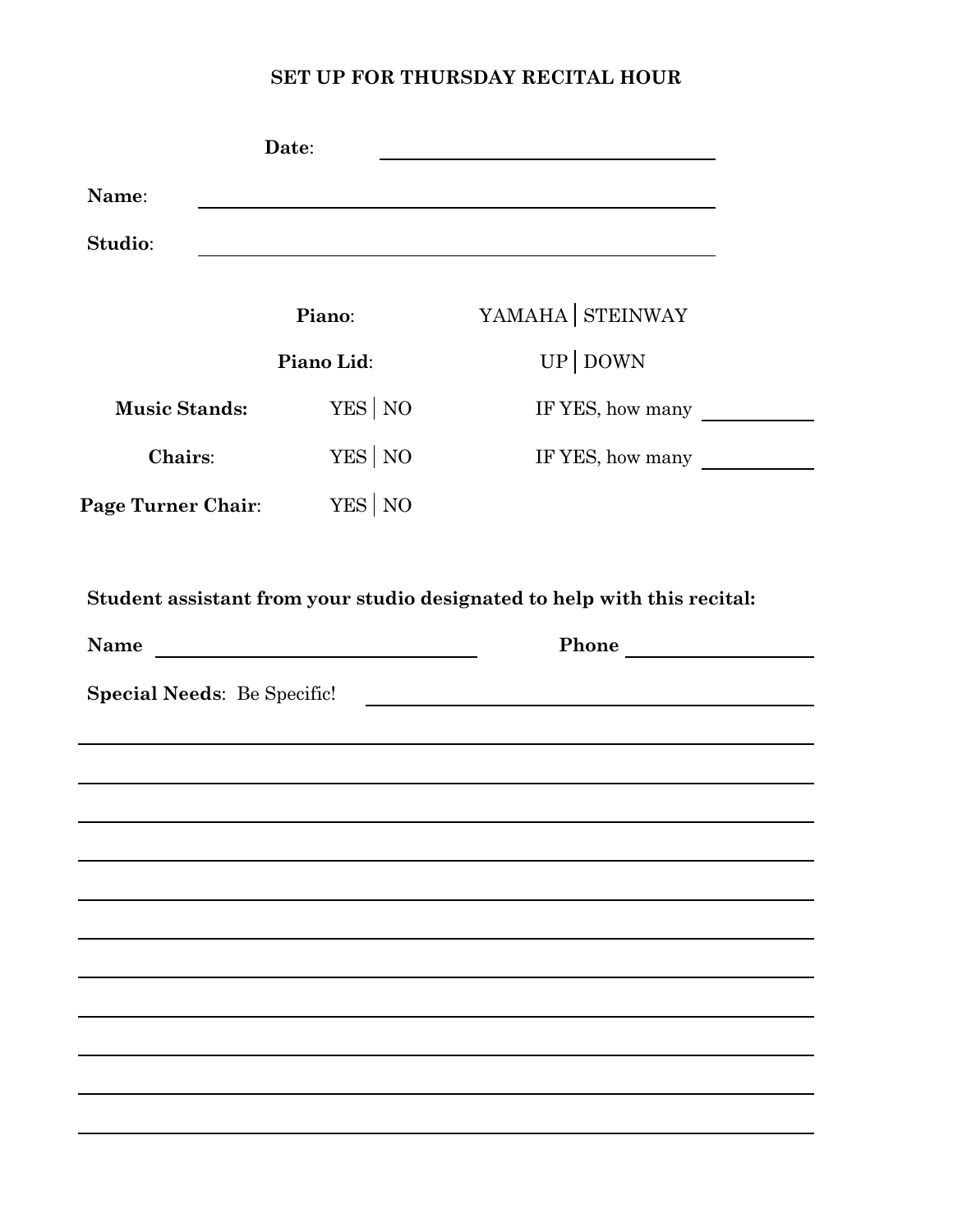## SET UP FOR THURSDAY RECITAL HOUR

**Date**: ______________________________

**Name**: ______________________________

**Studio**: ______________________________

**Piano**: YAMAHA | STEINWAY

**Piano Lid**: UP | DOWN

**Music Stands:** YES | NO IF YES, how many ________

**Chairs**: YES | NO IF YES, how many ________

**Page Turner Chair**: YES | NO

**Student assistant from your studio designated to help with this recital:**

**Name** ______________________________ **Phone** ________________

**Special Needs**: Be Specific! ______________________________

______________________________________________________________

______________________________________________________________

______________________________________________________________

______________________________________________________________

______________________________________________________________

______________________________________________________________

______________________________________________________________

______________________________________________________________

______________________________________________________________

______________________________________________________________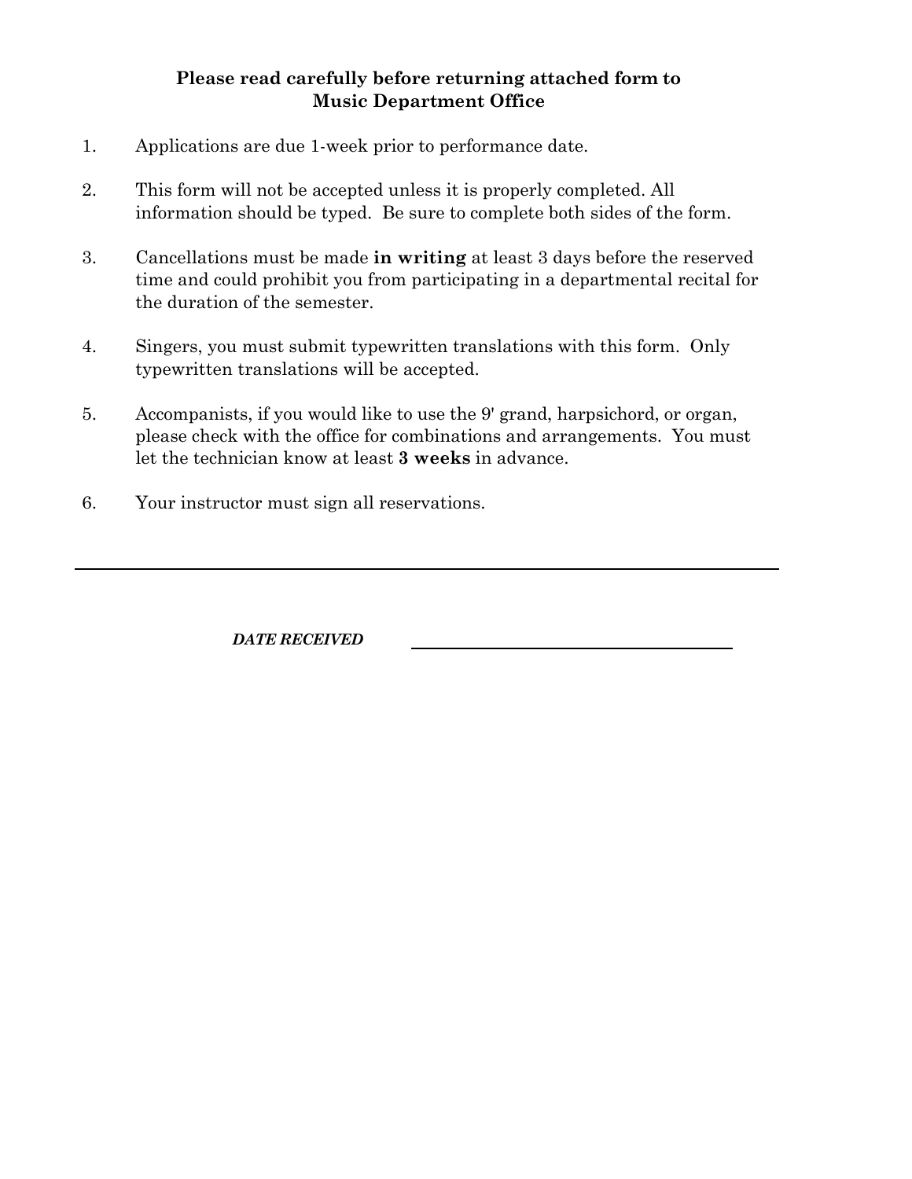**Please read carefully before returning attached form to**
**Music Department Office**

1. Applications are due 1-week prior to performance date.

2. This form will not be accepted unless it is properly completed. All information should be typed. Be sure to complete both sides of the form.

3. Cancellations must be made **in writing** at least 3 days before the reserved time and could prohibit you from participating in a departmental recital for the duration of the semester.

4. Singers, you must submit typewritten translations with this form. Only typewritten translations will be accepted.

5. Accompanists, if you would like to use the 9' grand, harpsichord, or organ, please check with the office for combinations and arrangements. You must let the technician know at least **3 weeks** in advance.

6. Your instructor must sign all reservations.

---

***DATE RECEIVED*** ______________________________